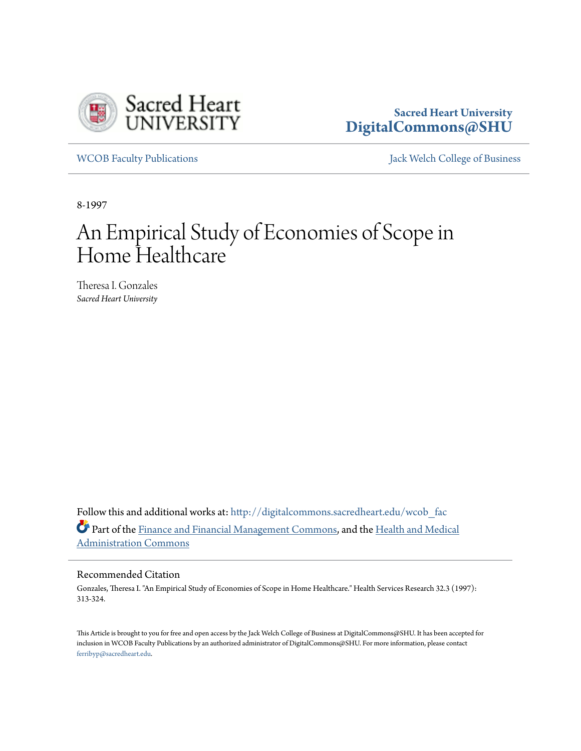Sacred Heart University
DigitalCommons@SHU

WCOB Faculty Publications | Jack Welch College of Business

8-1997

# An Empirical Study of Economies of Scope in Home Healthcare

Theresa I. Gonzales
*Sacred Heart University*

Follow this and additional works at: http://digitalcommons.sacredheart.edu/wcob_fac

Part of the Finance and Financial Management Commons, and the Health and Medical Administration Commons

## Recommended Citation

Gonzales, Theresa I. "An Empirical Study of Economies of Scope in Home Healthcare." Health Services Research 32.3 (1997): 313-324.

This Article is brought to you for free and open access by the Jack Welch College of Business at DigitalCommons@SHU. It has been accepted for inclusion in WCOB Faculty Publications by an authorized administrator of DigitalCommons@SHU. For more information, please contact ferribyp@sacredheart.edu.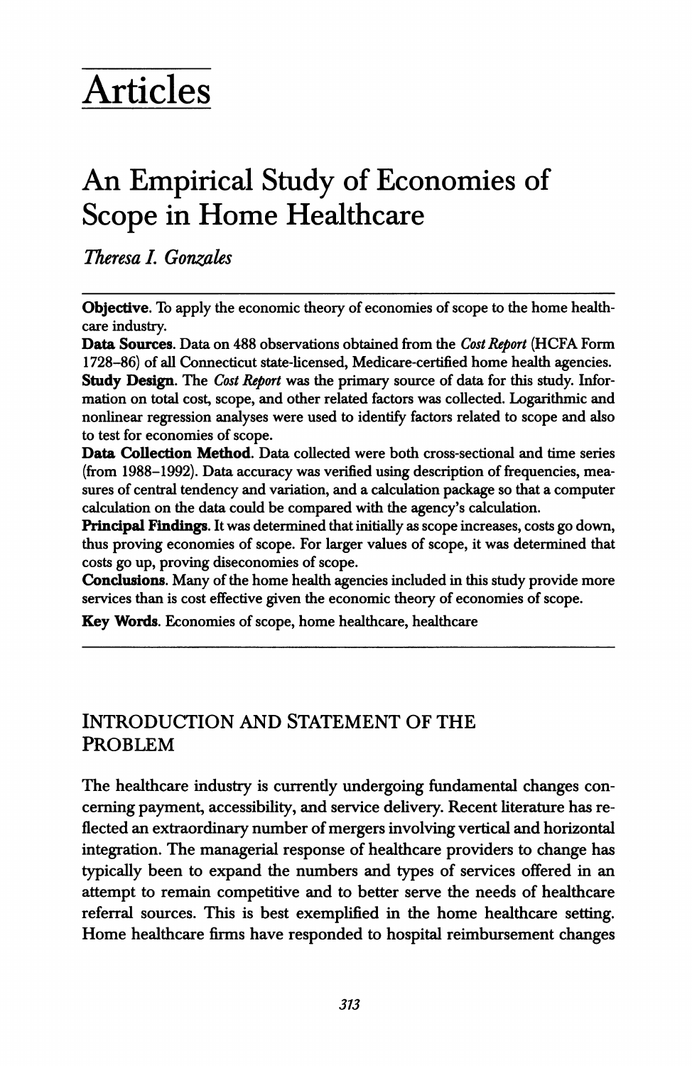# Articles

## An Empirical Study of Economies of Scope in Home Healthcare

*Theresa I. Gonzales*

---

**Objective.** To apply the economic theory of economies of scope to the home healthcare industry.

**Data Sources.** Data on 488 observations obtained from the *Cost Report* (HCFA Form 1728–86) of all Connecticut state-licensed, Medicare-certified home health agencies.

**Study Design.** The *Cost Report* was the primary source of data for this study. Information on total cost, scope, and other related factors was collected. Logarithmic and nonlinear regression analyses were used to identify factors related to scope and also to test for economies of scope.

**Data Collection Method.** Data collected were both cross-sectional and time series (from 1988–1992). Data accuracy was verified using description of frequencies, measures of central tendency and variation, and a calculation package so that a computer calculation on the data could be compared with the agency's calculation.

**Principal Findings.** It was determined that initially as scope increases, costs go down, thus proving economies of scope. For larger values of scope, it was determined that costs go up, proving diseconomies of scope.

**Conclusions.** Many of the home health agencies included in this study provide more services than is cost effective given the economic theory of economies of scope.

**Key Words.** Economies of scope, home healthcare, healthcare

---

## INTRODUCTION AND STATEMENT OF THE PROBLEM

The healthcare industry is currently undergoing fundamental changes concerning payment, accessibility, and service delivery. Recent literature has reflected an extraordinary number of mergers involving vertical and horizontal integration. The managerial response of healthcare providers to change has typically been to expand the numbers and types of services offered in an attempt to remain competitive and to better serve the needs of healthcare referral sources. This is best exemplified in the home healthcare setting. Home healthcare firms have responded to hospital reimbursement changes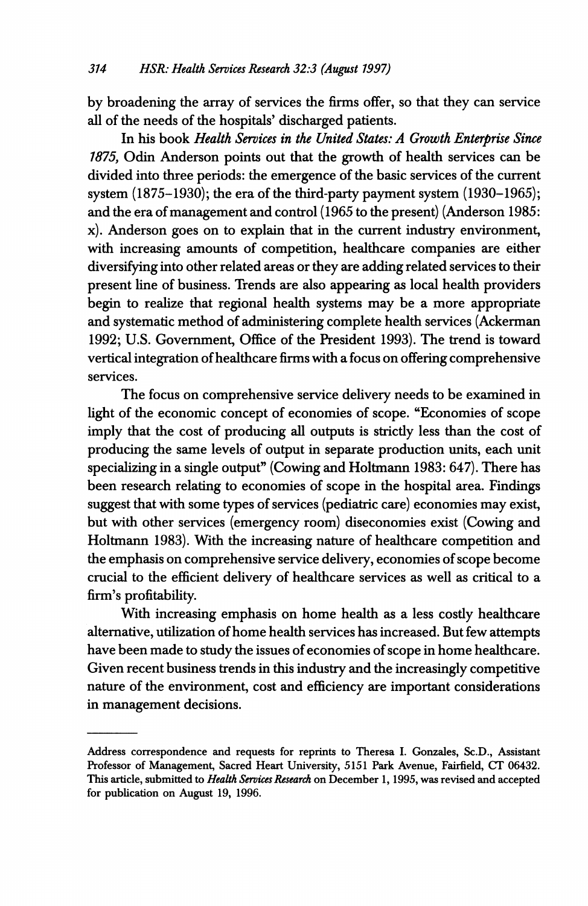by broadening the array of services the firms offer, so that they can service all of the needs of the hospitals' discharged patients.

In his book *Health Services in the United States: A Growth Enterprise Since 1875,* Odin Anderson points out that the growth of health services can be divided into three periods: the emergence of the basic services of the current system (1875–1930); the era of the third-party payment system (1930–1965); and the era of management and control (1965 to the present) (Anderson 1985: x). Anderson goes on to explain that in the current industry environment, with increasing amounts of competition, healthcare companies are either diversifying into other related areas or they are adding related services to their present line of business. Trends are also appearing as local health providers begin to realize that regional health systems may be a more appropriate and systematic method of administering complete health services (Ackerman 1992; U.S. Government, Office of the President 1993). The trend is toward vertical integration of healthcare firms with a focus on offering comprehensive services.

The focus on comprehensive service delivery needs to be examined in light of the economic concept of economies of scope. "Economies of scope imply that the cost of producing *all* outputs is strictly less than the cost of producing the same levels of output in separate production units, each unit specializing in a single output" (Cowing and Holtmann 1983: 647). There has been research relating to economies of scope in the hospital area. Findings suggest that with some types of services (pediatric care) economies may exist, but with other services (emergency room) diseconomies exist (Cowing and Holtmann 1983). With the increasing nature of healthcare competition and the emphasis on comprehensive service delivery, economies of scope become crucial to the efficient delivery of healthcare services as well as critical to a firm's profitability.

With increasing emphasis on home health as a less costly healthcare alternative, utilization of home health services has increased. But few attempts have been made to study the issues of economies of scope in home healthcare. Given recent business trends in this industry and the increasingly competitive nature of the environment, cost and efficiency are important considerations in management decisions.

---

Address correspondence and requests for reprints to Theresa I. Gonzales, Sc.D., Assistant Professor of Management, Sacred Heart University, 5151 Park Avenue, Fairfield, CT 06432. This article, submitted to *Health Services Research* on December 1, 1995, was revised and accepted for publication on August 19, 1996.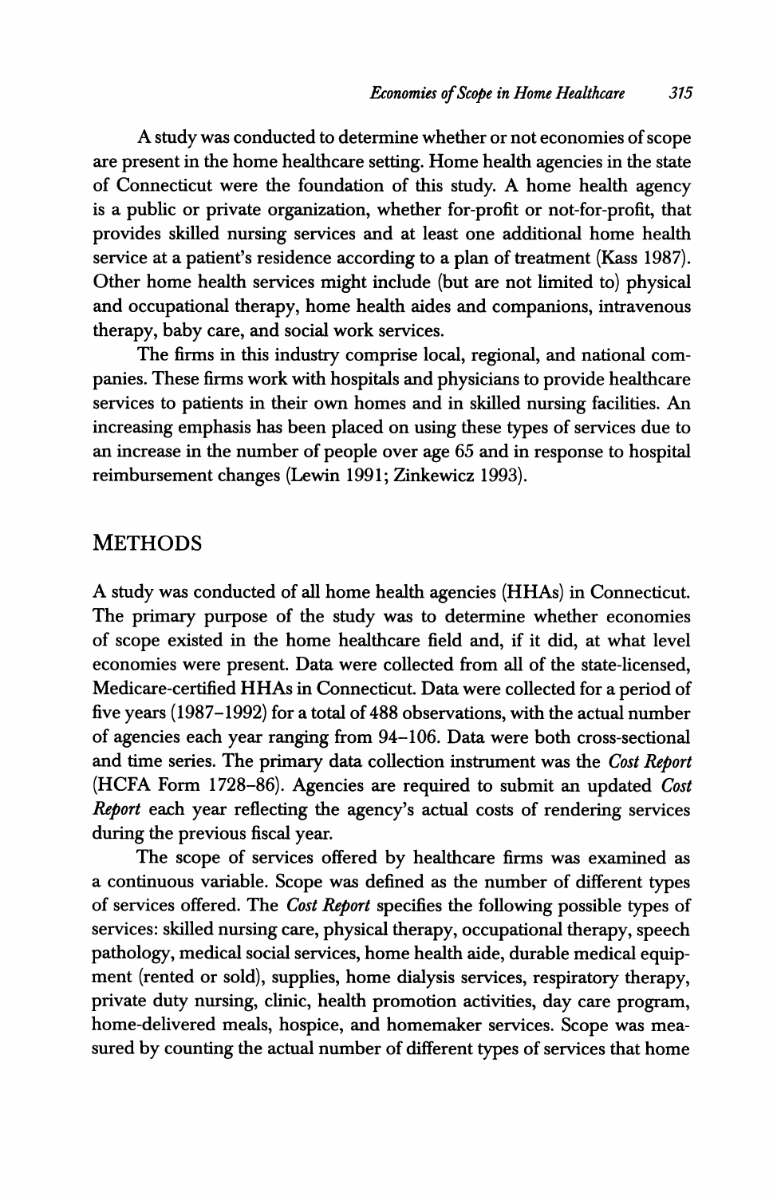A study was conducted to determine whether or not economies of scope are present in the home healthcare setting. Home health agencies in the state of Connecticut were the foundation of this study. A home health agency is a public or private organization, whether for-profit or not-for-profit, that provides skilled nursing services and at least one additional home health service at a patient's residence according to a plan of treatment (Kass 1987). Other home health services might include (but are not limited to) physical and occupational therapy, home health aides and companions, intravenous therapy, baby care, and social work services.

The firms in this industry comprise local, regional, and national companies. These firms work with hospitals and physicians to provide healthcare services to patients in their own homes and in skilled nursing facilities. An increasing emphasis has been placed on using these types of services due to an increase in the number of people over age 65 and in response to hospital reimbursement changes (Lewin 1991; Zinkewicz 1993).

## METHODS

A study was conducted of all home health agencies (HHAs) in Connecticut. The primary purpose of the study was to determine whether economies of scope existed in the home healthcare field and, if it did, at what level economies were present. Data were collected from all of the state-licensed, Medicare-certified HHAs in Connecticut. Data were collected for a period of five years (1987–1992) for a total of 488 observations, with the actual number of agencies each year ranging from 94–106. Data were both cross-sectional and time series. The primary data collection instrument was the *Cost Report* (HCFA Form 1728–86). Agencies are required to submit an updated *Cost Report* each year reflecting the agency's actual costs of rendering services during the previous fiscal year.

The scope of services offered by healthcare firms was examined as a continuous variable. Scope was defined as the number of different types of services offered. The *Cost Report* specifies the following possible types of services: skilled nursing care, physical therapy, occupational therapy, speech pathology, medical social services, home health aide, durable medical equipment (rented or sold), supplies, home dialysis services, respiratory therapy, private duty nursing, clinic, health promotion activities, day care program, home-delivered meals, hospice, and homemaker services. Scope was measured by counting the actual number of different types of services that home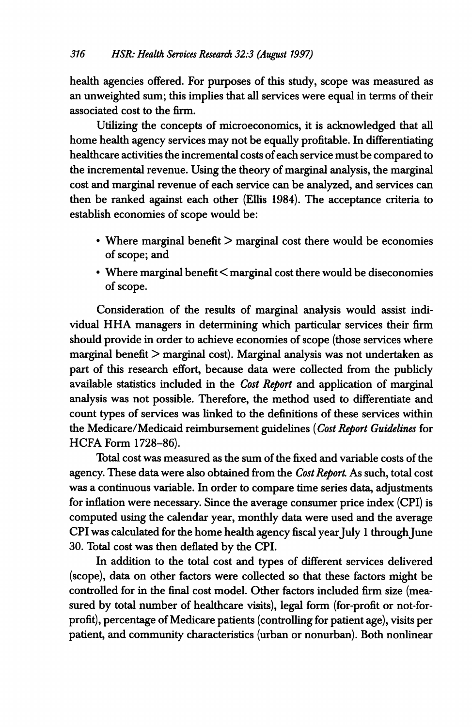health agencies offered. For purposes of this study, scope was measured as an unweighted sum; this implies that all services were equal in terms of their associated cost to the firm.

Utilizing the concepts of microeconomics, it is acknowledged that all home health agency services may not be equally profitable. In differentiating healthcare activities the incremental costs of each service must be compared to the incremental revenue. Using the theory of marginal analysis, the marginal cost and marginal revenue of each service can be analyzed, and services can then be ranked against each other (Ellis 1984). The acceptance criteria to establish economies of scope would be:

- Where marginal benefit > marginal cost there would be economies of scope; and
- Where marginal benefit < marginal cost there would be diseconomies of scope.

Consideration of the results of marginal analysis would assist individual HHA managers in determining which particular services their firm should provide in order to achieve economies of scope (those services where marginal benefit > marginal cost). Marginal analysis was not undertaken as part of this research effort, because data were collected from the publicly available statistics included in the *Cost Report* and application of marginal analysis was not possible. Therefore, the method used to differentiate and count types of services was linked to the definitions of these services within the Medicare/Medicaid reimbursement guidelines (*Cost Report Guidelines* for HCFA Form 1728–86).

Total cost was measured as the sum of the fixed and variable costs of the agency. These data were also obtained from the *Cost Report*. As such, total cost was a continuous variable. In order to compare time series data, adjustments for inflation were necessary. Since the average consumer price index (CPI) is computed using the calendar year, monthly data were used and the average CPI was calculated for the home health agency fiscal year July 1 through June 30. Total cost was then deflated by the CPI.

In addition to the total cost and types of different services delivered (scope), data on other factors were collected so that these factors might be controlled for in the final cost model. Other factors included firm size (measured by total number of healthcare visits), legal form (for-profit or not-for-profit), percentage of Medicare patients (controlling for patient age), visits per patient, and community characteristics (urban or nonurban). Both nonlinear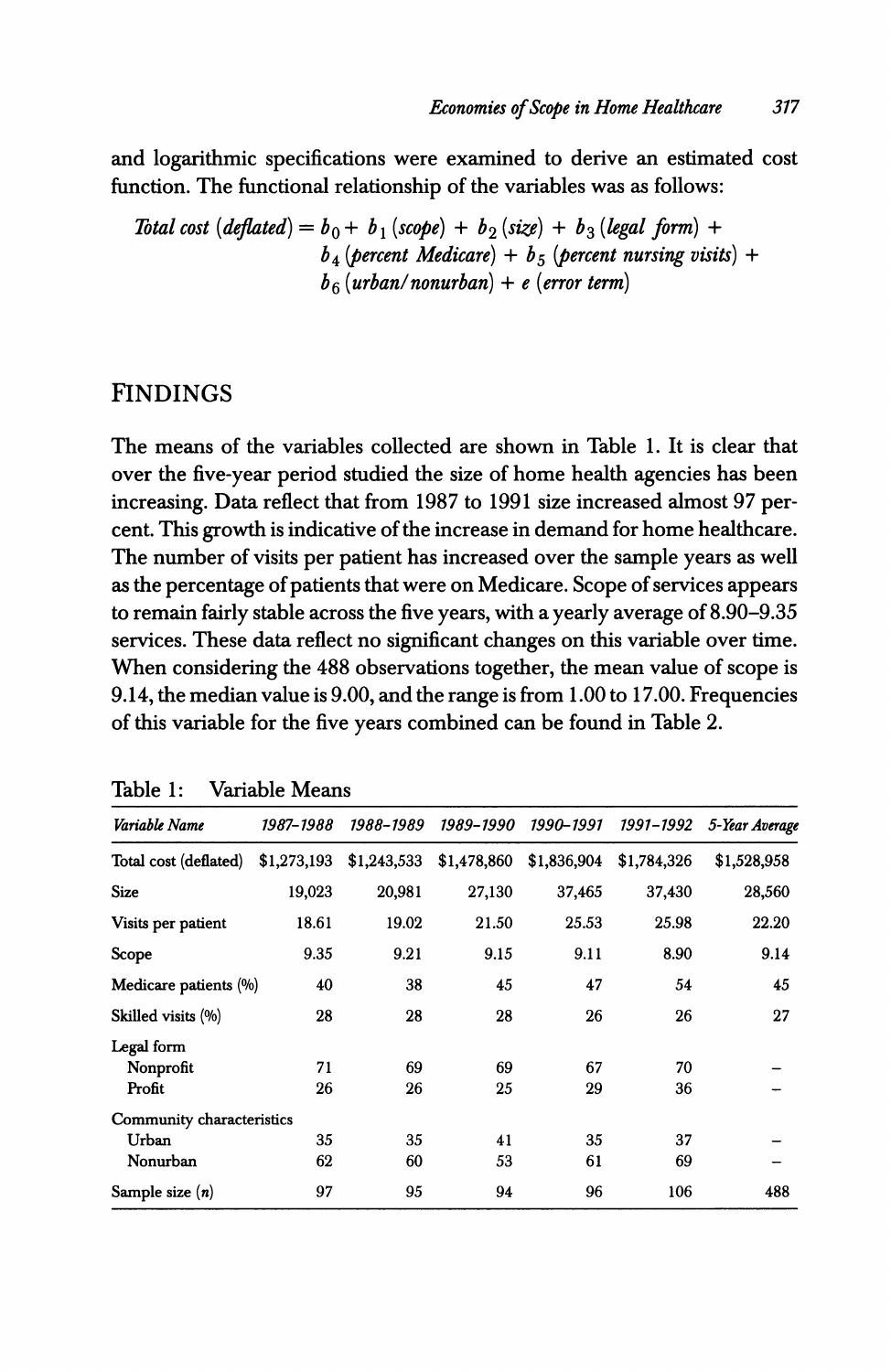and logarithmic specifications were examined to derive an estimated cost function. The functional relationship of the variables was as follows:

$$\textit{Total cost (deflated)} = b_0 + b_1\,(\textit{scope}) + b_2\,(\textit{size}) + b_3\,(\textit{legal form}) + b_4\,(\textit{percent Medicare}) + b_5\,(\textit{percent nursing visits}) + b_6\,(\textit{urban/nonurban}) + e\,(\textit{error term})$$

## FINDINGS

The means of the variables collected are shown in Table 1. It is clear that over the five-year period studied the size of home health agencies has been increasing. Data reflect that from 1987 to 1991 size increased almost 97 percent. This growth is indicative of the increase in demand for home healthcare. The number of visits per patient has increased over the sample years as well as the percentage of patients that were on Medicare. Scope of services appears to remain fairly stable across the five years, with a yearly average of 8.90–9.35 services. These data reflect no significant changes on this variable over time. When considering the 488 observations together, the mean value of scope is 9.14, the median value is 9.00, and the range is from 1.00 to 17.00. Frequencies of this variable for the five years combined can be found in Table 2.

Table 1: Variable Means

| *Variable Name* | *1987–1988* | *1988–1989* | *1989–1990* | *1990–1991* | *1991–1992* | *5-Year Average* |
|---|---|---|---|---|---|---|
| Total cost (deflated) | $1,273,193 | $1,243,533 | $1,478,860 | $1,836,904 | $1,784,326 | $1,528,958 |
| Size | 19,023 | 20,981 | 27,130 | 37,465 | 37,430 | 28,560 |
| Visits per patient | 18.61 | 19.02 | 21.50 | 25.53 | 25.98 | 22.20 |
| Scope | 9.35 | 9.21 | 9.15 | 9.11 | 8.90 | 9.14 |
| Medicare patients (%) | 40 | 38 | 45 | 47 | 54 | 45 |
| Skilled visits (%) | 28 | 28 | 28 | 26 | 26 | 27 |
| Legal form | | | | | | |
| Nonprofit | 71 | 69 | 69 | 67 | 70 | – |
| Profit | 26 | 26 | 25 | 29 | 36 | – |
| Community characteristics | | | | | | |
| Urban | 35 | 35 | 41 | 35 | 37 | – |
| Nonurban | 62 | 60 | 53 | 61 | 69 | – |
| Sample size ($n$) | 97 | 95 | 94 | 96 | 106 | 488 |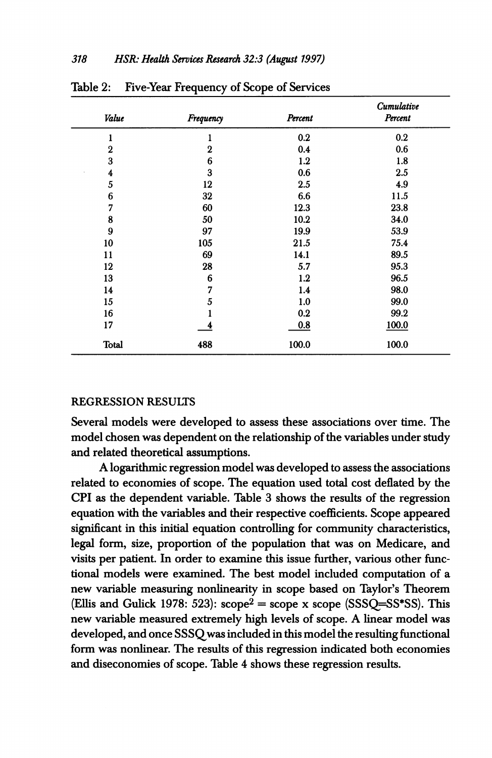Table 2: Five-Year Frequency of Scope of Services

| *Value* | *Frequency* | *Percent* | *Cumulative Percent* |
|---|---|---|---|
| 1 | 1 | 0.2 | 0.2 |
| 2 | 2 | 0.4 | 0.6 |
| 3 | 6 | 1.2 | 1.8 |
| 4 | 3 | 0.6 | 2.5 |
| 5 | 12 | 2.5 | 4.9 |
| 6 | 32 | 6.6 | 11.5 |
| 7 | 60 | 12.3 | 23.8 |
| 8 | 50 | 10.2 | 34.0 |
| 9 | 97 | 19.9 | 53.9 |
| 10 | 105 | 21.5 | 75.4 |
| 11 | 69 | 14.1 | 89.5 |
| 12 | 28 | 5.7 | 95.3 |
| 13 | 6 | 1.2 | 96.5 |
| 14 | 7 | 1.4 | 98.0 |
| 15 | 5 | 1.0 | 99.0 |
| 16 | 1 | 0.2 | 99.2 |
| 17 | 4 | 0.8 | 100.0 |
| Total | 488 | 100.0 | 100.0 |

## REGRESSION RESULTS

Several models were developed to assess these associations over time. The model chosen was dependent on the relationship of the variables under study and related theoretical assumptions.

A logarithmic regression model was developed to assess the associations related to economies of scope. The equation used total cost deflated by the CPI as the dependent variable. Table 3 shows the results of the regression equation with the variables and their respective coefficients. Scope appeared significant in this initial equation controlling for community characteristics, legal form, size, proportion of the population that was on Medicare, and visits per patient. In order to examine this issue further, various other functional models were examined. The best model included computation of a new variable measuring nonlinearity in scope based on Taylor's Theorem (Ellis and Gulick 1978: 523): $\text{scope}^2 = \text{scope} \times \text{scope}$ (SSSQ=SS*SS). This new variable measured extremely high levels of scope. A linear model was developed, and once SSSQ was included in this model the resulting functional form was nonlinear. The results of this regression indicated both economies and diseconomies of scope. Table 4 shows these regression results.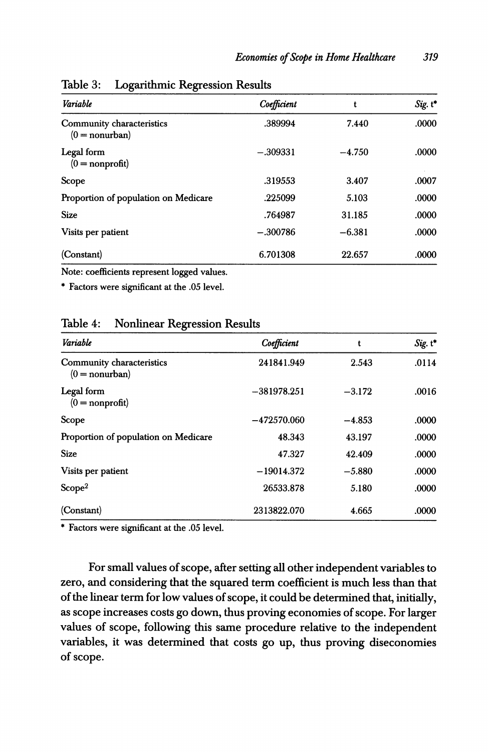Table 3: Logarithmic Regression Results

| *Variable* | *Coefficient* | t | *Sig. t** |
|---|---|---|---|
| Community characteristics (0 = nonurban) | .389994 | 7.440 | .0000 |
| Legal form (0 = nonprofit) | −.309331 | −4.750 | .0000 |
| Scope | .319553 | 3.407 | .0007 |
| Proportion of population on Medicare | .225099 | 5.103 | .0000 |
| Size | .764987 | 31.185 | .0000 |
| Visits per patient | −.300786 | −6.381 | .0000 |
| (Constant) | 6.701308 | 22.657 | .0000 |

Note: coefficients represent logged values.

\* Factors were significant at the .05 level.

Table 4: Nonlinear Regression Results

| *Variable* | *Coefficient* | t | *Sig. t** |
|---|---|---|---|
| Community characteristics (0 = nonurban) | 241841.949 | 2.543 | .0114 |
| Legal form (0 = nonprofit) | −381978.251 | −3.172 | .0016 |
| Scope | −472570.060 | −4.853 | .0000 |
| Proportion of population on Medicare | 48.343 | 43.197 | .0000 |
| Size | 47.327 | 42.409 | .0000 |
| Visits per patient | −19014.372 | −5.880 | .0000 |
| $Scope^2$ | 26533.878 | 5.180 | .0000 |
| (Constant) | 2313822.070 | 4.665 | .0000 |

\* Factors were significant at the .05 level.

For small values of scope, after setting all other independent variables to zero, and considering that the squared term coefficient is much less than that of the linear term for low values of scope, it could be determined that, initially, as scope increases costs go down, thus proving economies of scope. For larger values of scope, following this same procedure relative to the independent variables, it was determined that costs go up, thus proving diseconomies of scope.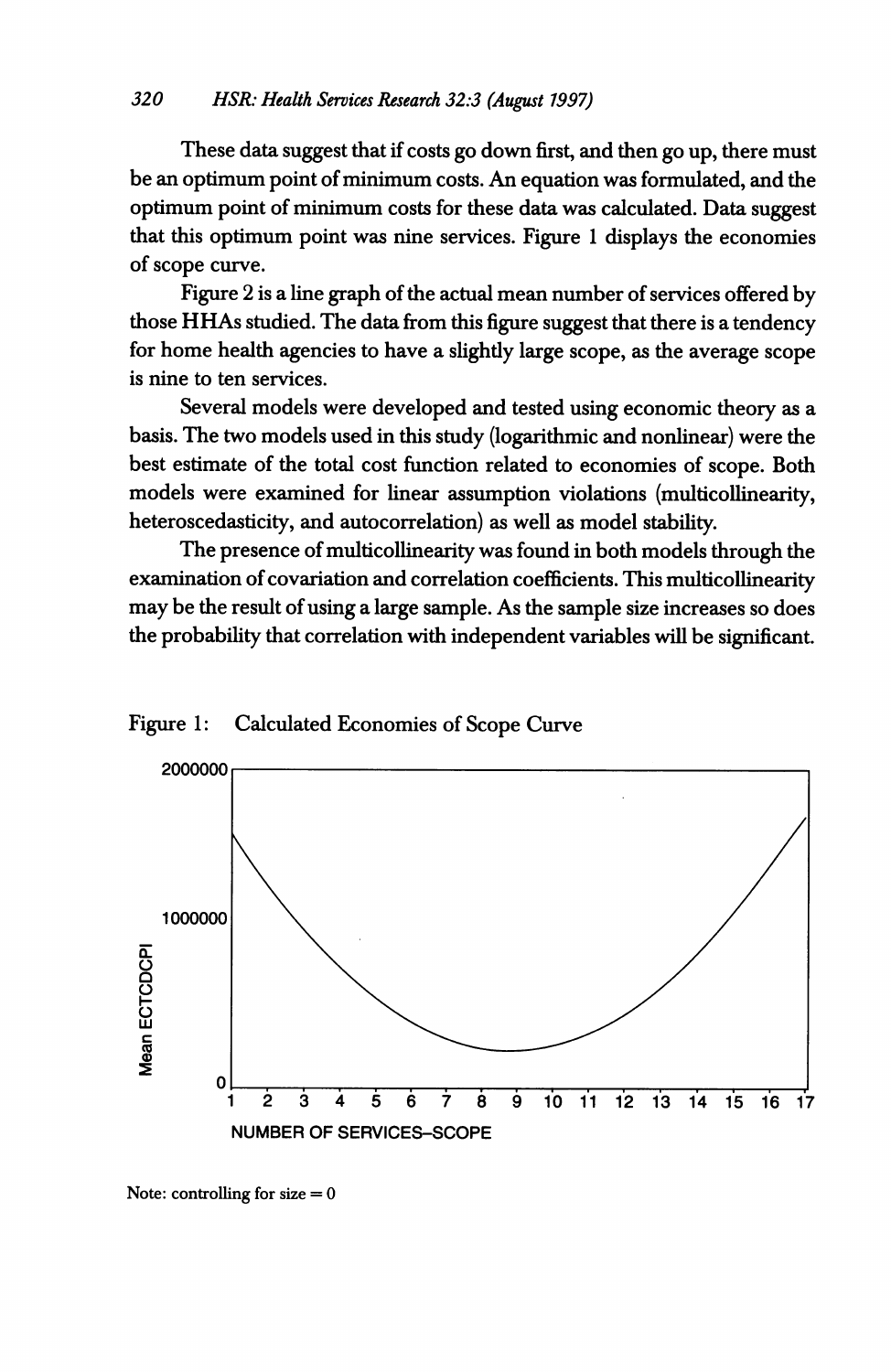These data suggest that if costs go down first, and then go up, there must be an optimum point of minimum costs. An equation was formulated, and the optimum point of minimum costs for these data was calculated. Data suggest that this optimum point was nine services. Figure 1 displays the economies of scope curve.

Figure 2 is a line graph of the actual mean number of services offered by those HHAs studied. The data from this figure suggest that there is a tendency for home health agencies to have a slightly large scope, as the average scope is nine to ten services.

Several models were developed and tested using economic theory as a basis. The two models used in this study (logarithmic and nonlinear) were the best estimate of the total cost function related to economies of scope. Both models were examined for linear assumption violations (multicollinearity, heteroscedasticity, and autocorrelation) as well as model stability.

The presence of multicollinearity was found in both models through the examination of covariation and correlation coefficients. This multicollinearity may be the result of using a large sample. As the sample size increases so does the probability that correlation with independent variables will be significant.

Figure 1: Calculated Economies of Scope Curve

Note: controlling for size = 0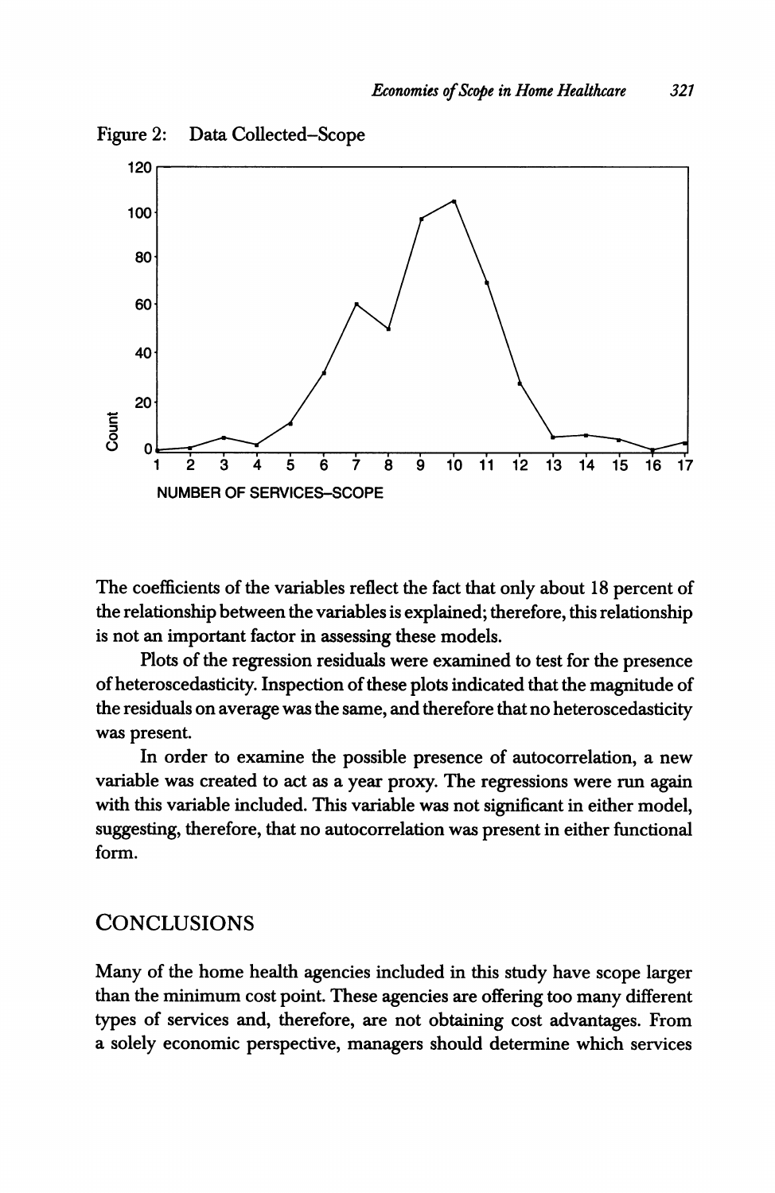Figure 2: Data Collected–Scope

The coefficients of the variables reflect the fact that only about 18 percent of the relationship between the variables is explained; therefore, this relationship is not an important factor in assessing these models.

Plots of the regression residuals were examined to test for the presence of heteroscedasticity. Inspection of these plots indicated that the magnitude of the residuals on average was the same, and therefore that no heteroscedasticity was present.

In order to examine the possible presence of autocorrelation, a new variable was created to act as a year proxy. The regressions were run again with this variable included. This variable was not significant in either model, suggesting, therefore, that no autocorrelation was present in either functional form.

## CONCLUSIONS

Many of the home health agencies included in this study have scope larger than the minimum cost point. These agencies are offering too many different types of services and, therefore, are not obtaining cost advantages. From a solely economic perspective, managers should determine which services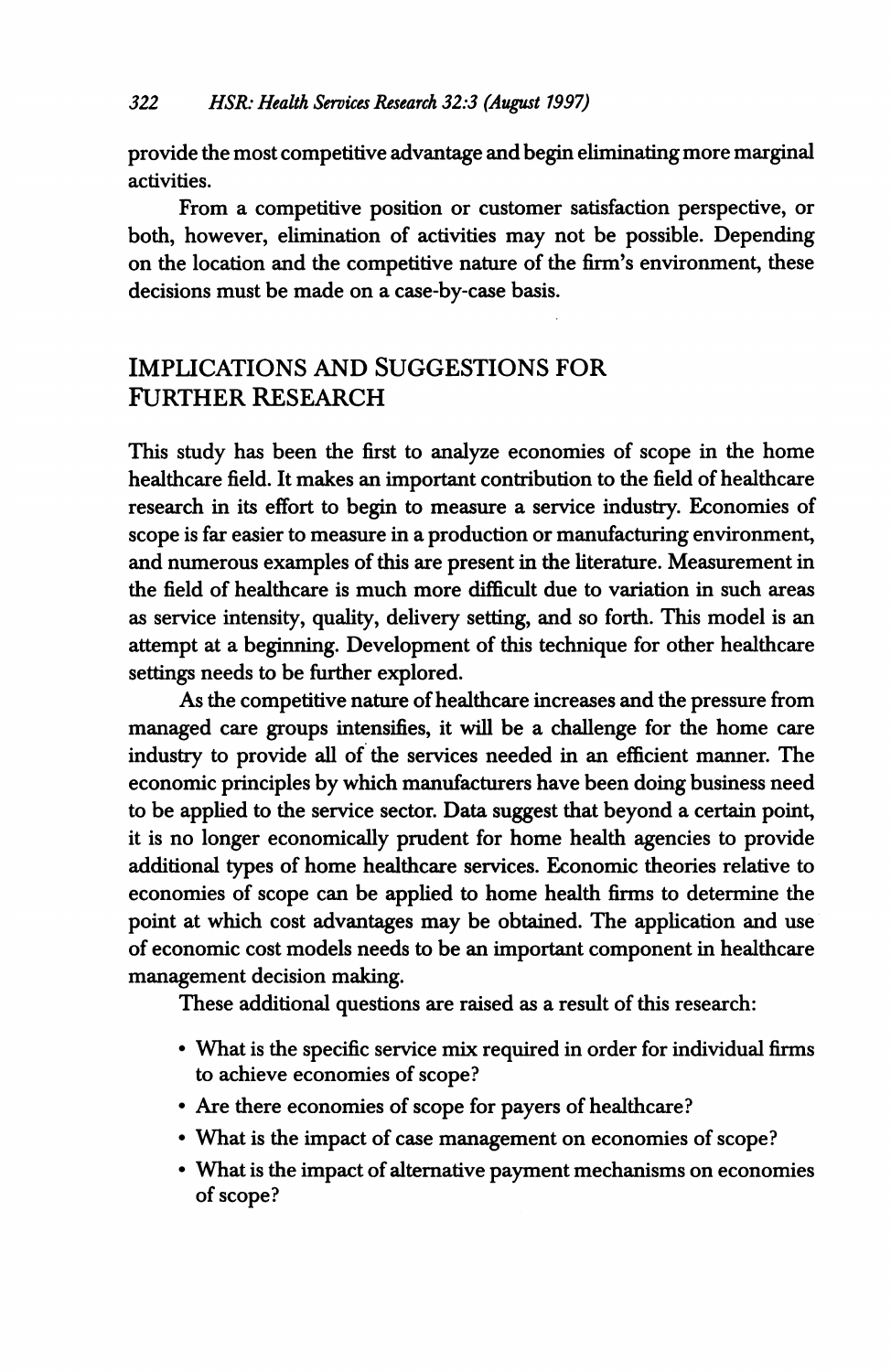provide the most competitive advantage and begin eliminating more marginal activities.

From a competitive position or customer satisfaction perspective, or both, however, elimination of activities may not be possible. Depending on the location and the competitive nature of the firm's environment, these decisions must be made on a case-by-case basis.

## IMPLICATIONS AND SUGGESTIONS FOR FURTHER RESEARCH

This study has been the first to analyze economies of scope in the home healthcare field. It makes an important contribution to the field of healthcare research in its effort to begin to measure a service industry. Economies of scope is far easier to measure in a production or manufacturing environment, and numerous examples of this are present in the literature. Measurement in the field of healthcare is much more difficult due to variation in such areas as service intensity, quality, delivery setting, and so forth. This model is an attempt at a beginning. Development of this technique for other healthcare settings needs to be further explored.

As the competitive nature of healthcare increases and the pressure from managed care groups intensifies, it will be a challenge for the home care industry to provide all of the services needed in an efficient manner. The economic principles by which manufacturers have been doing business need to be applied to the service sector. Data suggest that beyond a certain point, it is no longer economically prudent for home health agencies to provide additional types of home healthcare services. Economic theories relative to economies of scope can be applied to home health firms to determine the point at which cost advantages may be obtained. The application and use of economic cost models needs to be an important component in healthcare management decision making.

These additional questions are raised as a result of this research:

- What is the specific service mix required in order for individual firms to achieve economies of scope?
- Are there economies of scope for payers of healthcare?
- What is the impact of case management on economies of scope?
- What is the impact of alternative payment mechanisms on economies of scope?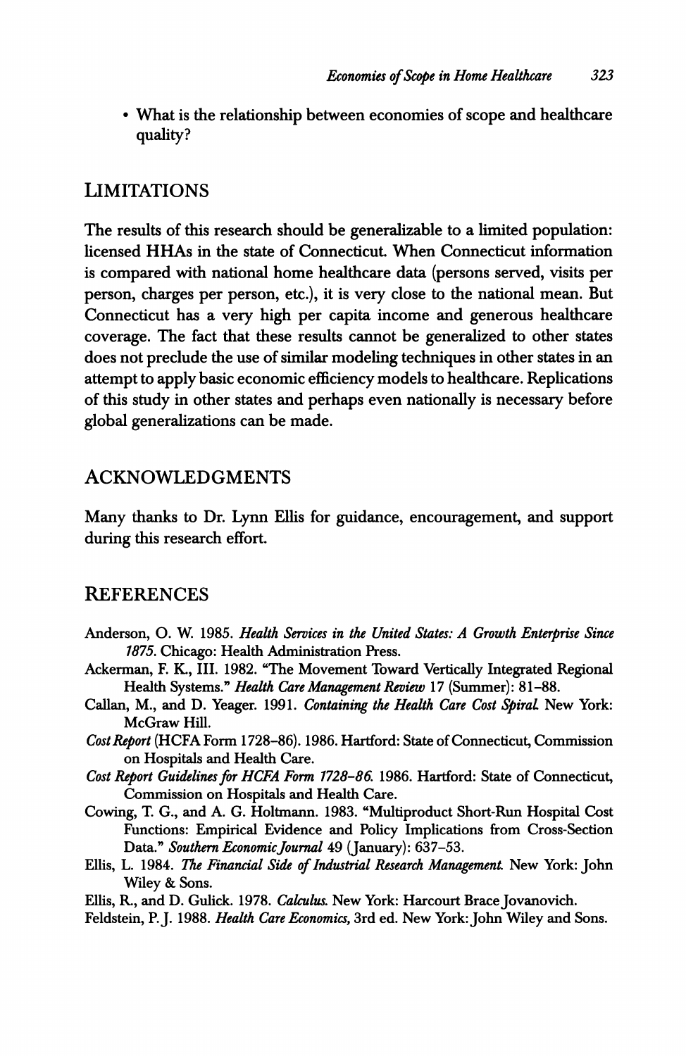- What is the relationship between economies of scope and healthcare quality?

## LIMITATIONS

The results of this research should be generalizable to a limited population: licensed HHAs in the state of Connecticut. When Connecticut information is compared with national home healthcare data (persons served, visits per person, charges per person, etc.), it is very close to the national mean. But Connecticut has a very high per capita income and generous healthcare coverage. The fact that these results cannot be generalized to other states does not preclude the use of similar modeling techniques in other states in an attempt to apply basic economic efficiency models to healthcare. Replications of this study in other states and perhaps even nationally is necessary before global generalizations can be made.

## ACKNOWLEDGMENTS

Many thanks to Dr. Lynn Ellis for guidance, encouragement, and support during this research effort.

## REFERENCES

Anderson, O. W. 1985. *Health Services in the United States: A Growth Enterprise Since 1875*. Chicago: Health Administration Press.

Ackerman, F. K., III. 1982. "The Movement Toward Vertically Integrated Regional Health Systems." *Health Care Management Review* 17 (Summer): 81–88.

Callan, M., and D. Yeager. 1991. *Containing the Health Care Cost Spiral*. New York: McGraw Hill.

*Cost Report* (HCFA Form 1728–86). 1986. Hartford: State of Connecticut, Commission on Hospitals and Health Care.

*Cost Report Guidelines for HCFA Form 1728–86*. 1986. Hartford: State of Connecticut, Commission on Hospitals and Health Care.

Cowing, T. G., and A. G. Holtmann. 1983. "Multiproduct Short-Run Hospital Cost Functions: Empirical Evidence and Policy Implications from Cross-Section Data." *Southern Economic Journal* 49 (January): 637–53.

Ellis, L. 1984. *The Financial Side of Industrial Research Management*. New York: John Wiley & Sons.

Ellis, R., and D. Gulick. 1978. *Calculus*. New York: Harcourt Brace Jovanovich.

Feldstein, P. J. 1988. *Health Care Economics*, 3rd ed. New York: John Wiley and Sons.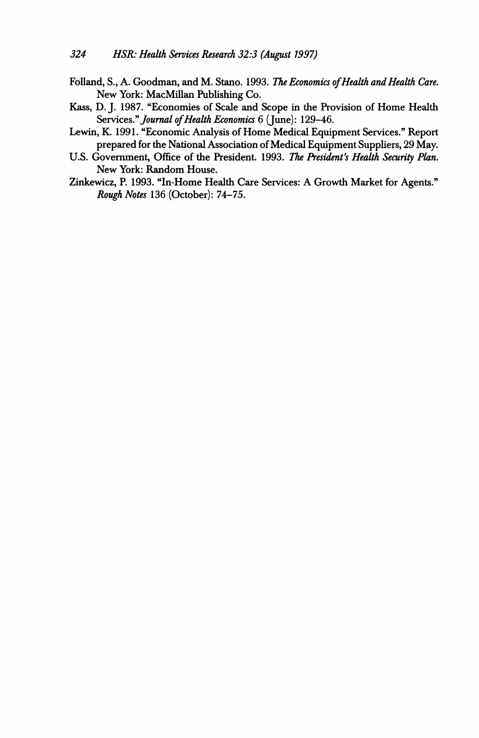Folland, S., A. Goodman, and M. Stano. 1993. *The Economics of Health and Health Care.* New York: MacMillan Publishing Co.

Kass, D. J. 1987. "Economies of Scale and Scope in the Provision of Home Health Services." *Journal of Health Economics* 6 (June): 129–46.

Lewin, K. 1991. "Economic Analysis of Home Medical Equipment Services." Report prepared for the National Association of Medical Equipment Suppliers, 29 May.

U.S. Government, Office of the President. 1993. *The President's Health Security Plan.* New York: Random House.

Zinkewicz, P. 1993. "In-Home Health Care Services: A Growth Market for Agents." *Rough Notes* 136 (October): 74–75.